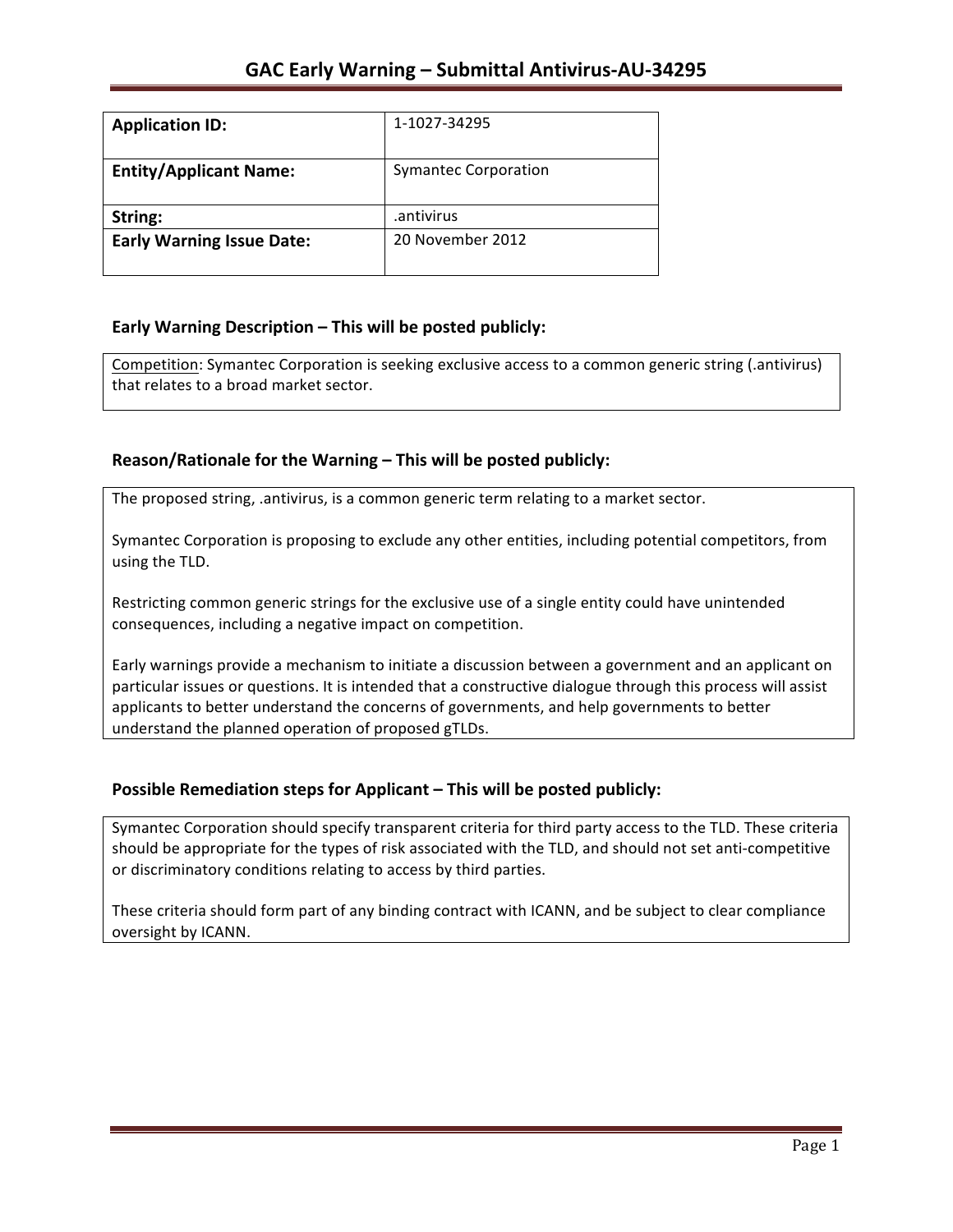# GAC Early Warning – Submittal Antivirus-AU-34295

| **Application ID:** | 1-1027-34295 |
|---|---|
| **Entity/Applicant Name:** | Symantec Corporation |
| **String:** | .antivirus |
| **Early Warning Issue Date:** | 20 November 2012 |

## Early Warning Description – This will be posted publicly:

Competition: Symantec Corporation is seeking exclusive access to a common generic string (.antivirus) that relates to a broad market sector.

## Reason/Rationale for the Warning – This will be posted publicly:

The proposed string, .antivirus, is a common generic term relating to a market sector.

Symantec Corporation is proposing to exclude any other entities, including potential competitors, from using the TLD.

Restricting common generic strings for the exclusive use of a single entity could have unintended consequences, including a negative impact on competition.

Early warnings provide a mechanism to initiate a discussion between a government and an applicant on particular issues or questions. It is intended that a constructive dialogue through this process will assist applicants to better understand the concerns of governments, and help governments to better understand the planned operation of proposed gTLDs.

## Possible Remediation steps for Applicant – This will be posted publicly:

Symantec Corporation should specify transparent criteria for third party access to the TLD. These criteria should be appropriate for the types of risk associated with the TLD, and should not set anti-competitive or discriminatory conditions relating to access by third parties.

These criteria should form part of any binding contract with ICANN, and be subject to clear compliance oversight by ICANN.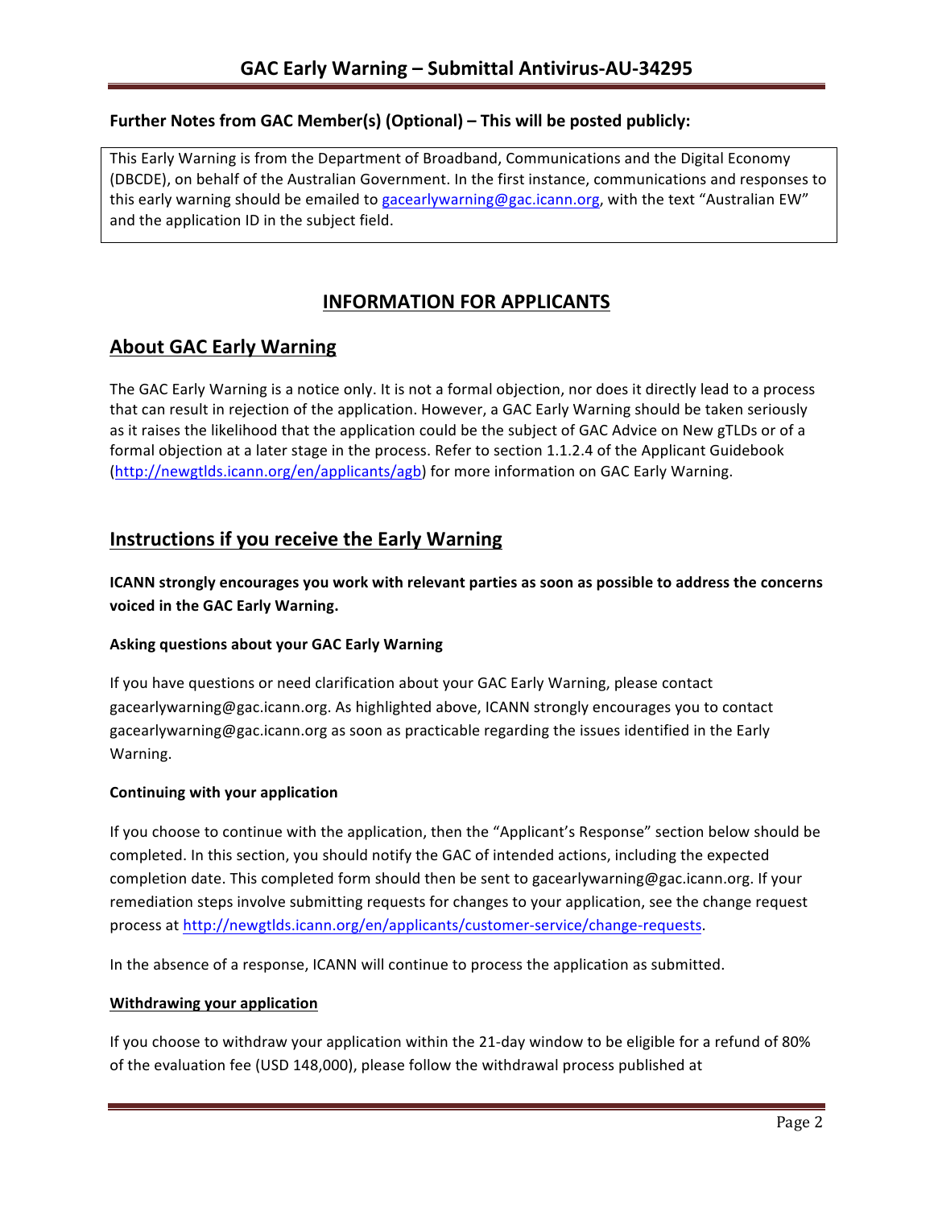**Further Notes from GAC Member(s) (Optional) – This will be posted publicly:**

This Early Warning is from the Department of Broadband, Communications and the Digital Economy (DBCDE), on behalf of the Australian Government. In the first instance, communications and responses to this early warning should be emailed to gacearlywarning@gac.icann.org, with the text "Australian EW" and the application ID in the subject field.

## INFORMATION FOR APPLICANTS

## About GAC Early Warning

The GAC Early Warning is a notice only. It is not a formal objection, nor does it directly lead to a process that can result in rejection of the application. However, a GAC Early Warning should be taken seriously as it raises the likelihood that the application could be the subject of GAC Advice on New gTLDs or of a formal objection at a later stage in the process. Refer to section 1.1.2.4 of the Applicant Guidebook (http://newgtlds.icann.org/en/applicants/agb) for more information on GAC Early Warning.

## Instructions if you receive the Early Warning

**ICANN strongly encourages you work with relevant parties as soon as possible to address the concerns voiced in the GAC Early Warning.**

#### Asking questions about your GAC Early Warning

If you have questions or need clarification about your GAC Early Warning, please contact gacearlywarning@gac.icann.org. As highlighted above, ICANN strongly encourages you to contact gacearlywarning@gac.icann.org as soon as practicable regarding the issues identified in the Early Warning.

#### Continuing with your application

If you choose to continue with the application, then the "Applicant's Response" section below should be completed. In this section, you should notify the GAC of intended actions, including the expected completion date. This completed form should then be sent to gacearlywarning@gac.icann.org. If your remediation steps involve submitting requests for changes to your application, see the change request process at http://newgtlds.icann.org/en/applicants/customer-service/change-requests.

In the absence of a response, ICANN will continue to process the application as submitted.

#### Withdrawing your application

If you choose to withdraw your application within the 21-day window to be eligible for a refund of 80% of the evaluation fee (USD 148,000), please follow the withdrawal process published at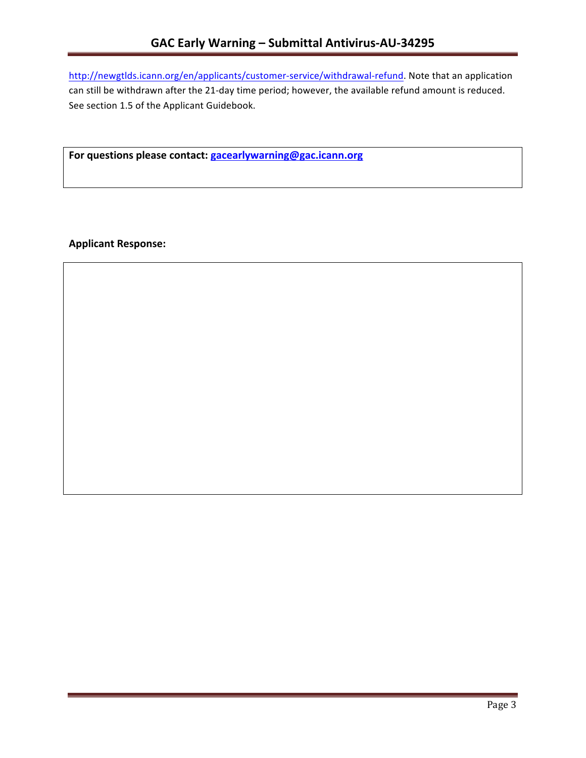http://newgtlds.icann.org/en/applicants/customer-service/withdrawal-refund. Note that an application can still be withdrawn after the 21-day time period; however, the available refund amount is reduced. See section 1.5 of the Applicant Guidebook.

**For questions please contact: gacearlywarning@gac.icann.org**

**Applicant Response:**